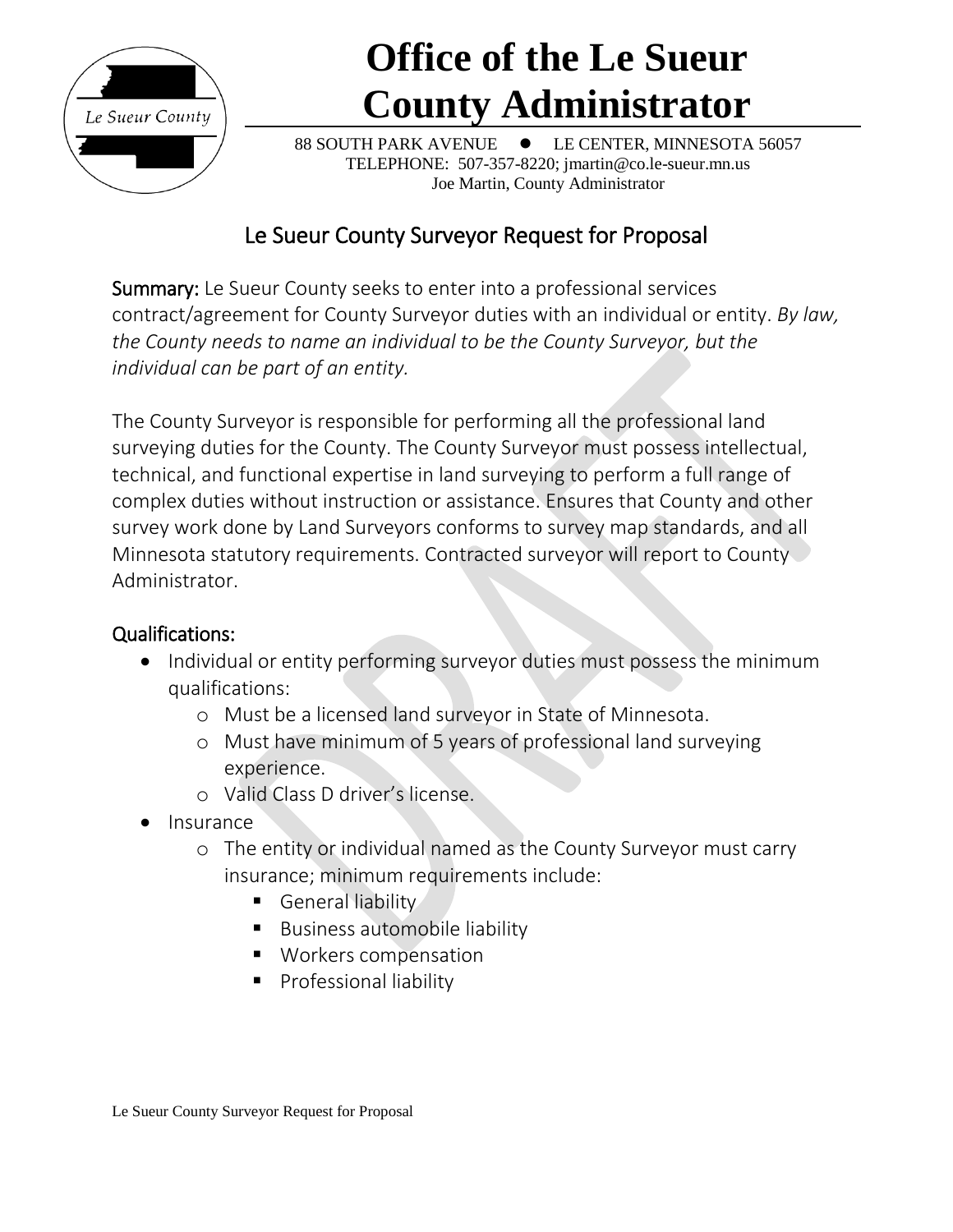# Office of the Le Sueur County Administrator

88 SOUTH PARK AVENUE ● LE CENTER, MINNESOTA 56057
TELEPHONE: 507-357-8220; jmartin@co.le-sueur.mn.us
Joe Martin, County Administrator

## Le Sueur County Surveyor Request for Proposal

**Summary:** Le Sueur County seeks to enter into a professional services contract/agreement for County Surveyor duties with an individual or entity. *By law, the County needs to name an individual to be the County Surveyor, but the individual can be part of an entity.*

The County Surveyor is responsible for performing all the professional land surveying duties for the County. The County Surveyor must possess intellectual, technical, and functional expertise in land surveying to perform a full range of complex duties without instruction or assistance. Ensures that County and other survey work done by Land Surveyors conforms to survey map standards, and all Minnesota statutory requirements. Contracted surveyor will report to County Administrator.

### Qualifications:

- Individual or entity performing surveyor duties must possess the minimum qualifications:
  - Must be a licensed land surveyor in State of Minnesota.
  - Must have minimum of 5 years of professional land surveying experience.
  - Valid Class D driver's license.
- Insurance
  - The entity or individual named as the County Surveyor must carry insurance; minimum requirements include:
    - General liability
    - Business automobile liability
    - Workers compensation
    - Professional liability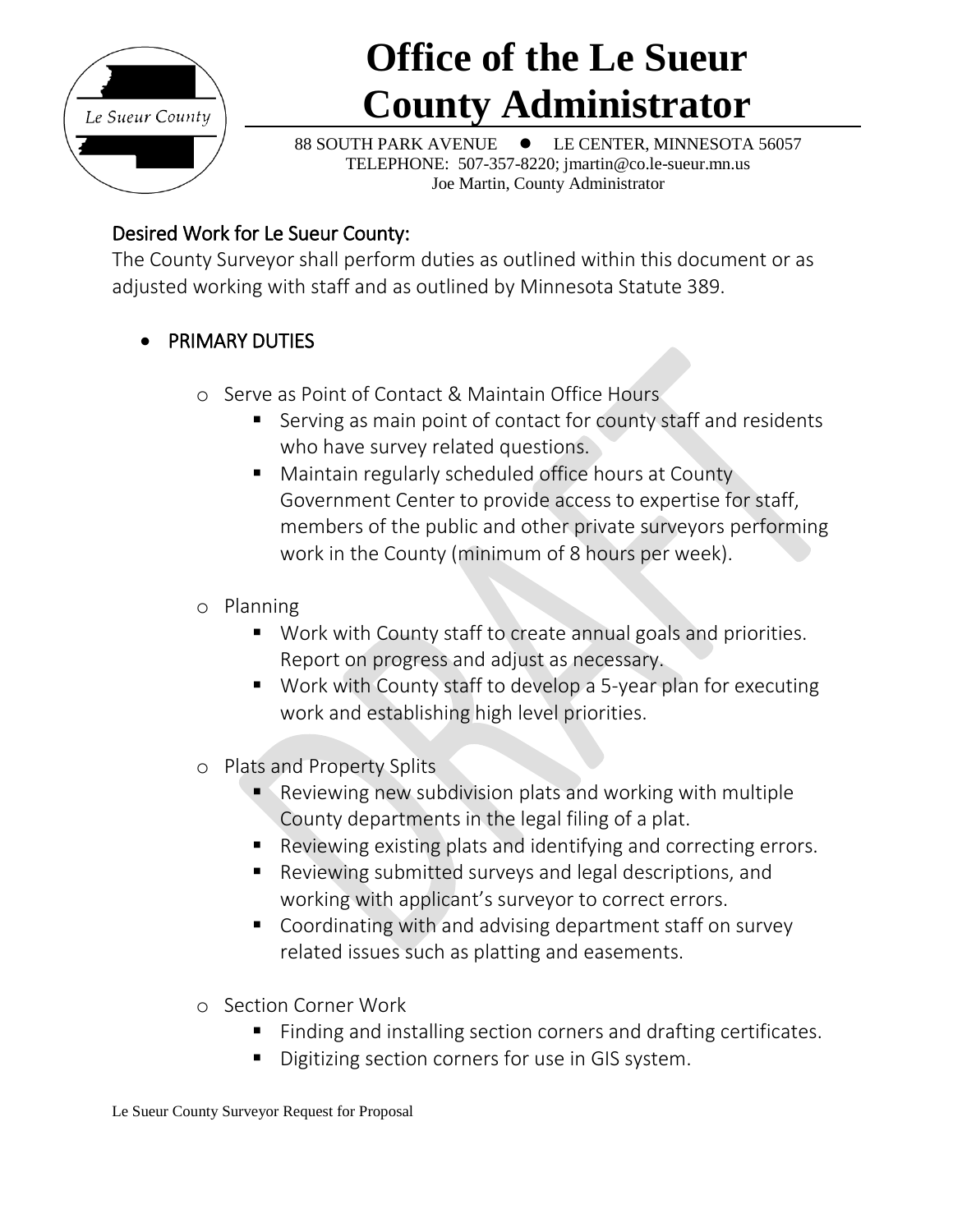# Office of the Le Sueur County Administrator

88 SOUTH PARK AVENUE ● LE CENTER, MINNESOTA 56057
TELEPHONE: 507-357-8220; jmartin@co.le-sueur.mn.us
Joe Martin, County Administrator

## Desired Work for Le Sueur County:

The County Surveyor shall perform duties as outlined within this document or as adjusted working with staff and as outlined by Minnesota Statute 389.

- PRIMARY DUTIES
  - Serve as Point of Contact & Maintain Office Hours
    - Serving as main point of contact for county staff and residents who have survey related questions.
    - Maintain regularly scheduled office hours at County Government Center to provide access to expertise for staff, members of the public and other private surveyors performing work in the County (minimum of 8 hours per week).
  - Planning
    - Work with County staff to create annual goals and priorities. Report on progress and adjust as necessary.
    - Work with County staff to develop a 5-year plan for executing work and establishing high level priorities.
  - Plats and Property Splits
    - Reviewing new subdivision plats and working with multiple County departments in the legal filing of a plat.
    - Reviewing existing plats and identifying and correcting errors.
    - Reviewing submitted surveys and legal descriptions, and working with applicant's surveyor to correct errors.
    - Coordinating with and advising department staff on survey related issues such as platting and easements.
  - Section Corner Work
    - Finding and installing section corners and drafting certificates.
    - Digitizing section corners for use in GIS system.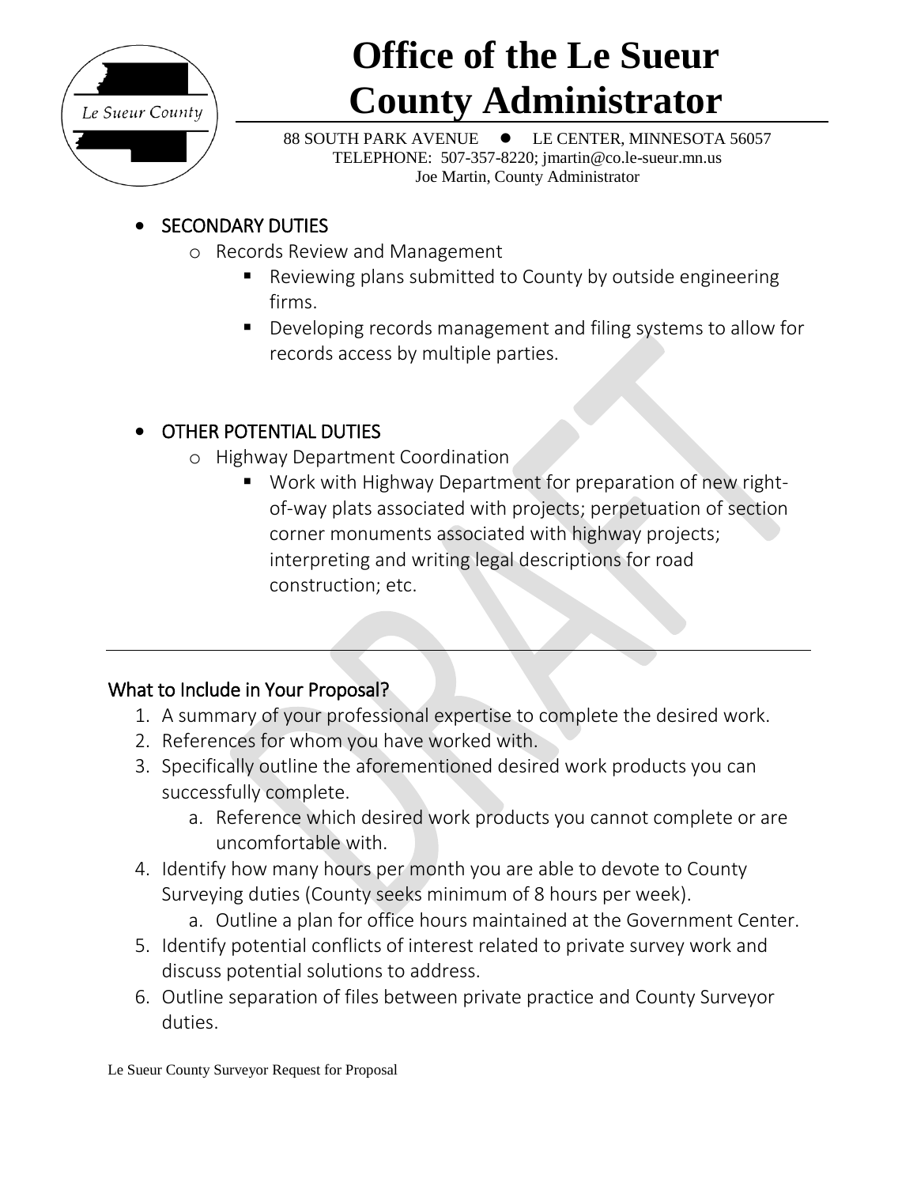# Office of the Le Sueur County Administrator

88 SOUTH PARK AVENUE • LE CENTER, MINNESOTA 56057
TELEPHONE: 507-357-8220; jmartin@co.le-sueur.mn.us
Joe Martin, County Administrator

- SECONDARY DUTIES
  - Records Review and Management
    - Reviewing plans submitted to County by outside engineering firms.
    - Developing records management and filing systems to allow for records access by multiple parties.

- OTHER POTENTIAL DUTIES
  - Highway Department Coordination
    - Work with Highway Department for preparation of new right-of-way plats associated with projects; perpetuation of section corner monuments associated with highway projects; interpreting and writing legal descriptions for road construction; etc.

---

## What to Include in Your Proposal?

1. A summary of your professional expertise to complete the desired work.
2. References for whom you have worked with.
3. Specifically outline the aforementioned desired work products you can successfully complete.
   a. Reference which desired work products you cannot complete or are uncomfortable with.
4. Identify how many hours per month you are able to devote to County Surveying duties (County seeks minimum of 8 hours per week).
   a. Outline a plan for office hours maintained at the Government Center.
5. Identify potential conflicts of interest related to private survey work and discuss potential solutions to address.
6. Outline separation of files between private practice and County Surveyor duties.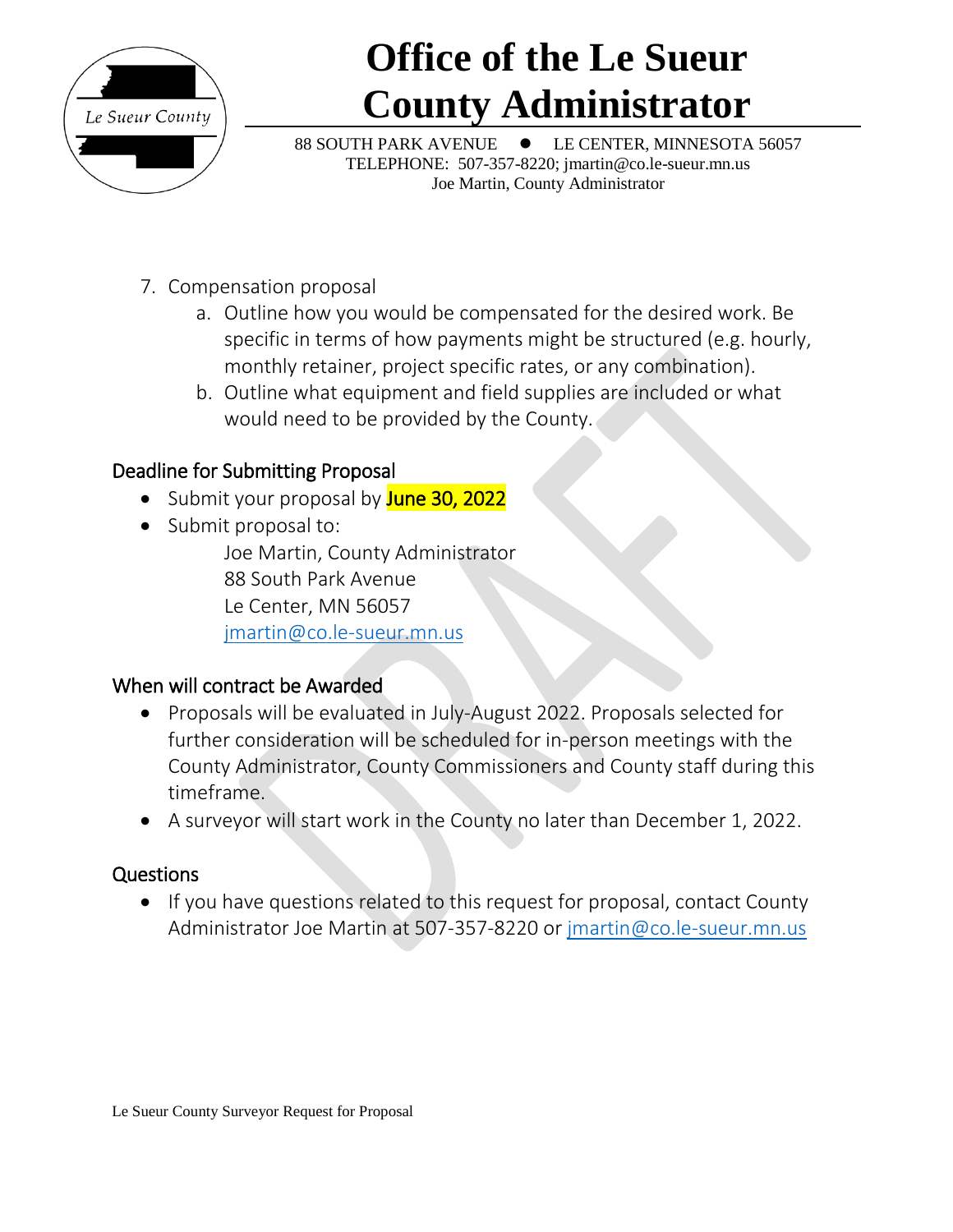# Office of the Le Sueur County Administrator

88 SOUTH PARK AVENUE ● LE CENTER, MINNESOTA 56057
TELEPHONE: 507-357-8220; jmartin@co.le-sueur.mn.us
Joe Martin, County Administrator

7. Compensation proposal
   a. Outline how you would be compensated for the desired work. Be specific in terms of how payments might be structured (e.g. hourly, monthly retainer, project specific rates, or any combination).
   b. Outline what equipment and field supplies are included or what would need to be provided by the County.

## Deadline for Submitting Proposal

- Submit your proposal by **June 30, 2022**
- Submit proposal to:

  Joe Martin, County Administrator
  88 South Park Avenue
  Le Center, MN 56057
  jmartin@co.le-sueur.mn.us

## When will contract be Awarded

- Proposals will be evaluated in July-August 2022. Proposals selected for further consideration will be scheduled for in-person meetings with the County Administrator, County Commissioners and County staff during this timeframe.
- A surveyor will start work in the County no later than December 1, 2022.

## Questions

- If you have questions related to this request for proposal, contact County Administrator Joe Martin at 507-357-8220 or jmartin@co.le-sueur.mn.us